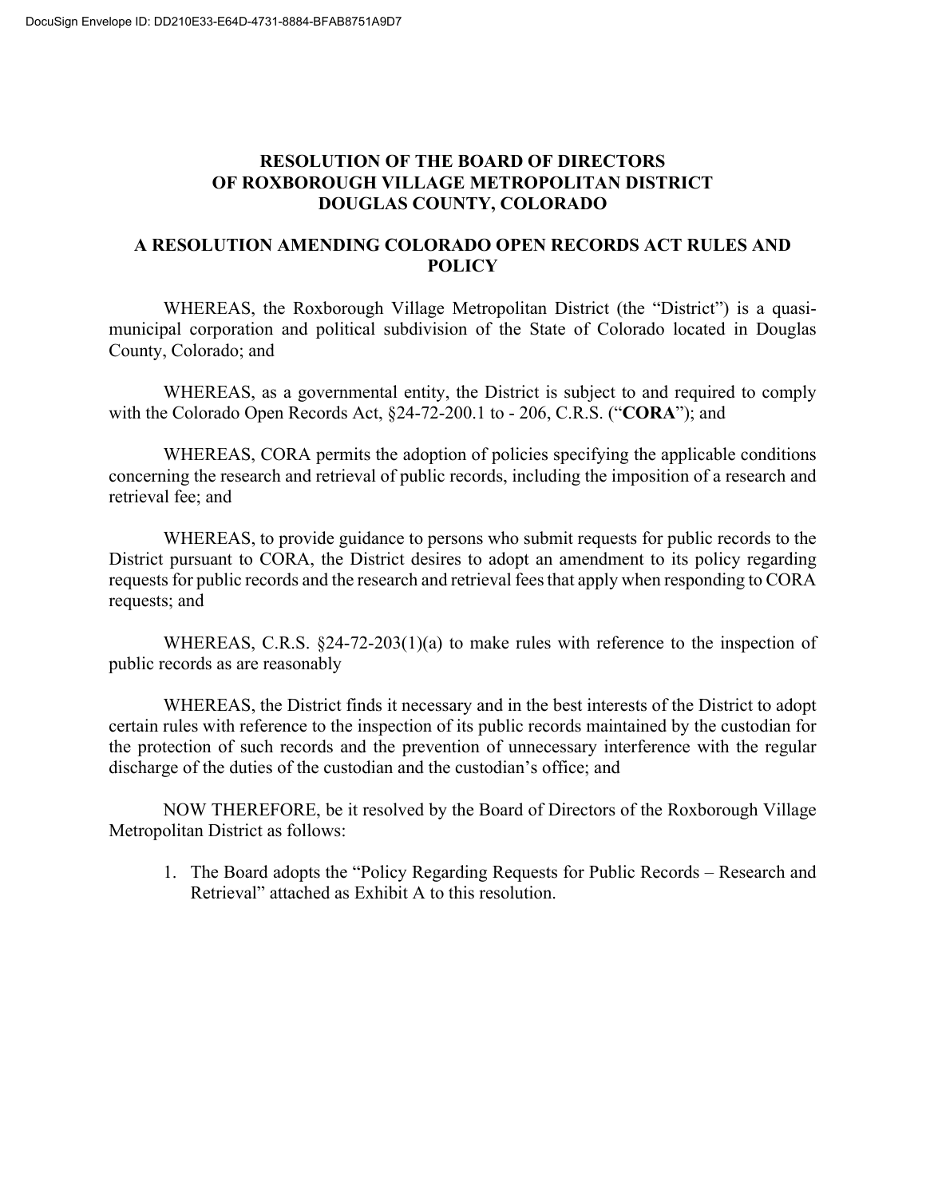DocuSign Envelope ID: DD210E33-E64D-4731-8884-BFAB8751A9D7

# RESOLUTION OF THE BOARD OF DIRECTORS OF ROXBOROUGH VILLAGE METROPOLITAN DISTRICT DOUGLAS COUNTY, COLORADO

## A RESOLUTION AMENDING COLORADO OPEN RECORDS ACT RULES AND POLICY

WHEREAS, the Roxborough Village Metropolitan District (the "District") is a quasi-municipal corporation and political subdivision of the State of Colorado located in Douglas County, Colorado; and

WHEREAS, as a governmental entity, the District is subject to and required to comply with the Colorado Open Records Act, §24-72-200.1 to - 206, C.R.S. ("**CORA**"); and

WHEREAS, CORA permits the adoption of policies specifying the applicable conditions concerning the research and retrieval of public records, including the imposition of a research and retrieval fee; and

WHEREAS, to provide guidance to persons who submit requests for public records to the District pursuant to CORA, the District desires to adopt an amendment to its policy regarding requests for public records and the research and retrieval fees that apply when responding to CORA requests; and

WHEREAS, C.R.S. §24-72-203(1)(a) to make rules with reference to the inspection of public records as are reasonably

WHEREAS, the District finds it necessary and in the best interests of the District to adopt certain rules with reference to the inspection of its public records maintained by the custodian for the protection of such records and the prevention of unnecessary interference with the regular discharge of the duties of the custodian and the custodian's office; and

NOW THEREFORE, be it resolved by the Board of Directors of the Roxborough Village Metropolitan District as follows:

1. The Board adopts the "Policy Regarding Requests for Public Records – Research and Retrieval" attached as Exhibit A to this resolution.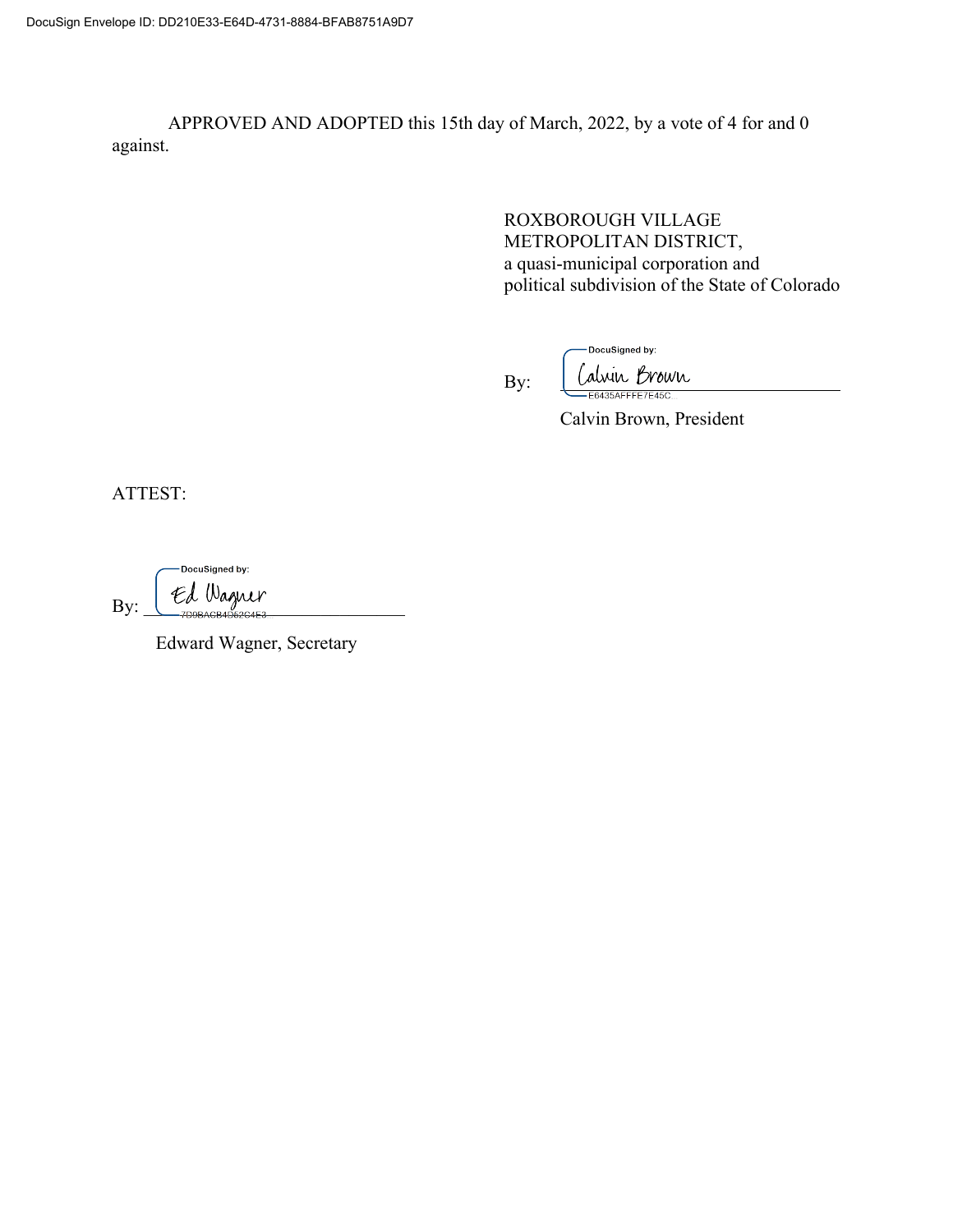APPROVED AND ADOPTED this 15th day of March, 2022, by a vote of 4 for and 0 against.

ROXBOROUGH VILLAGE
METROPOLITAN DISTRICT,
a quasi-municipal corporation and
political subdivision of the State of Colorado

By: DocuSigned by: Calvin Brown E6435AFFFE7E45C

Calvin Brown, President

ATTEST:

By: DocuSigned by: Ed Wagner 7D9BACB4D62C4E3

Edward Wagner, Secretary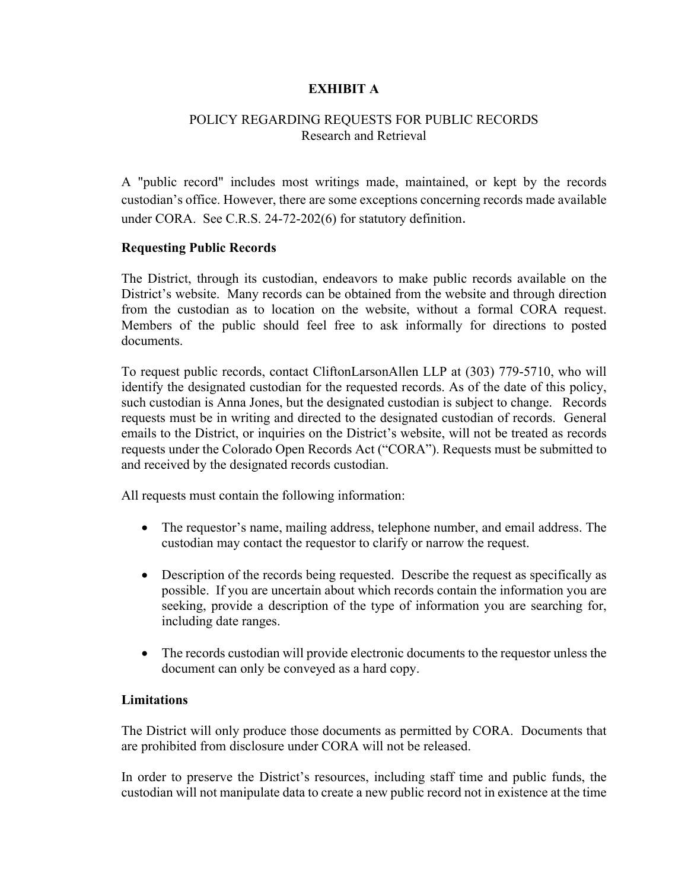# EXHIBIT A

POLICY REGARDING REQUESTS FOR PUBLIC RECORDS
Research and Retrieval

A "public record" includes most writings made, maintained, or kept by the records custodian's office. However, there are some exceptions concerning records made available under CORA. See C.R.S. 24-72-202(6) for statutory definition.

**Requesting Public Records**

The District, through its custodian, endeavors to make public records available on the District's website. Many records can be obtained from the website and through direction from the custodian as to location on the website, without a formal CORA request. Members of the public should feel free to ask informally for directions to posted documents.

To request public records, contact CliftonLarsonAllen LLP at (303) 779-5710, who will identify the designated custodian for the requested records. As of the date of this policy, such custodian is Anna Jones, but the designated custodian is subject to change. Records requests must be in writing and directed to the designated custodian of records. General emails to the District, or inquiries on the District's website, will not be treated as records requests under the Colorado Open Records Act ("CORA"). Requests must be submitted to and received by the designated records custodian.

All requests must contain the following information:

- The requestor's name, mailing address, telephone number, and email address. The custodian may contact the requestor to clarify or narrow the request.
- Description of the records being requested. Describe the request as specifically as possible. If you are uncertain about which records contain the information you are seeking, provide a description of the type of information you are searching for, including date ranges.
- The records custodian will provide electronic documents to the requestor unless the document can only be conveyed as a hard copy.

**Limitations**

The District will only produce those documents as permitted by CORA. Documents that are prohibited from disclosure under CORA will not be released.

In order to preserve the District's resources, including staff time and public funds, the custodian will not manipulate data to create a new public record not in existence at the time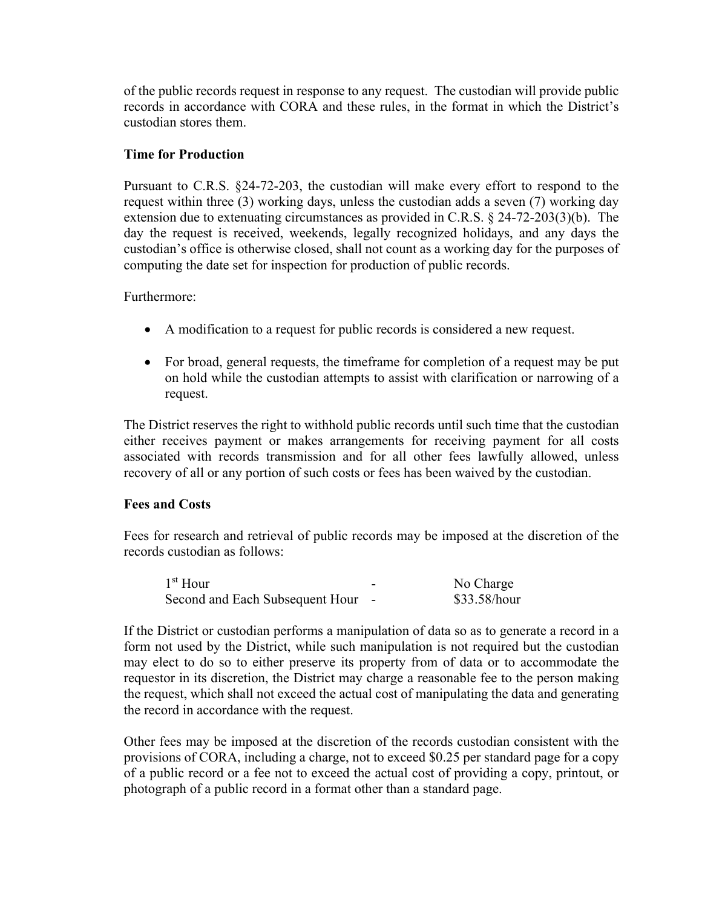of the public records request in response to any request. The custodian will provide public records in accordance with CORA and these rules, in the format in which the District's custodian stores them.

**Time for Production**

Pursuant to C.R.S. §24-72-203, the custodian will make every effort to respond to the request within three (3) working days, unless the custodian adds a seven (7) working day extension due to extenuating circumstances as provided in C.R.S. § 24-72-203(3)(b). The day the request is received, weekends, legally recognized holidays, and any days the custodian's office is otherwise closed, shall not count as a working day for the purposes of computing the date set for inspection for production of public records.

Furthermore:

- A modification to a request for public records is considered a new request.
- For broad, general requests, the timeframe for completion of a request may be put on hold while the custodian attempts to assist with clarification or narrowing of a request.

The District reserves the right to withhold public records until such time that the custodian either receives payment or makes arrangements for receiving payment for all costs associated with records transmission and for all other fees lawfully allowed, unless recovery of all or any portion of such costs or fees has been waived by the custodian.

**Fees and Costs**

Fees for research and retrieval of public records may be imposed at the discretion of the records custodian as follows:

| | | |
|---|---|---|
| 1st Hour | - | No Charge |
| Second and Each Subsequent Hour | - | $33.58/hour |

If the District or custodian performs a manipulation of data so as to generate a record in a form not used by the District, while such manipulation is not required but the custodian may elect to do so to either preserve its property from of data or to accommodate the requestor in its discretion, the District may charge a reasonable fee to the person making the request, which shall not exceed the actual cost of manipulating the data and generating the record in accordance with the request.

Other fees may be imposed at the discretion of the records custodian consistent with the provisions of CORA, including a charge, not to exceed $0.25 per standard page for a copy of a public record or a fee not to exceed the actual cost of providing a copy, printout, or photograph of a public record in a format other than a standard page.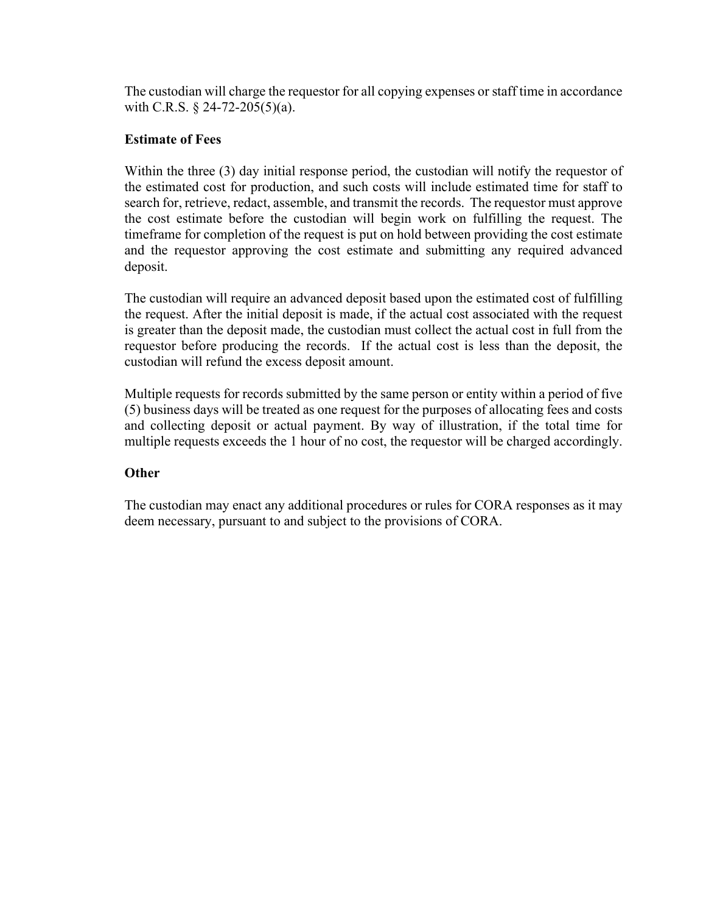The custodian will charge the requestor for all copying expenses or staff time in accordance with C.R.S. § 24-72-205(5)(a).

**Estimate of Fees**

Within the three (3) day initial response period, the custodian will notify the requestor of the estimated cost for production, and such costs will include estimated time for staff to search for, retrieve, redact, assemble, and transmit the records. The requestor must approve the cost estimate before the custodian will begin work on fulfilling the request. The timeframe for completion of the request is put on hold between providing the cost estimate and the requestor approving the cost estimate and submitting any required advanced deposit.

The custodian will require an advanced deposit based upon the estimated cost of fulfilling the request. After the initial deposit is made, if the actual cost associated with the request is greater than the deposit made, the custodian must collect the actual cost in full from the requestor before producing the records. If the actual cost is less than the deposit, the custodian will refund the excess deposit amount.

Multiple requests for records submitted by the same person or entity within a period of five (5) business days will be treated as one request for the purposes of allocating fees and costs and collecting deposit or actual payment. By way of illustration, if the total time for multiple requests exceeds the 1 hour of no cost, the requestor will be charged accordingly.

**Other**

The custodian may enact any additional procedures or rules for CORA responses as it may deem necessary, pursuant to and subject to the provisions of CORA.